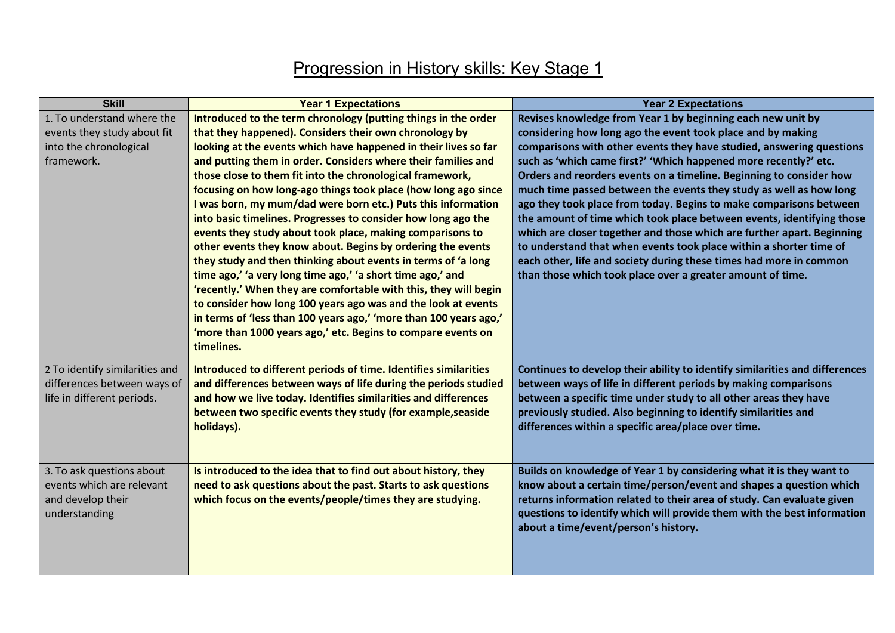# Progression in History skills: Key Stage 1

| Skill | Year 1 Expectations | Year 2 Expectations |
|---|---|---|
| 1. To understand where the events they study about fit into the chronological framework. | **Introduced to the term chronology (putting things in the order that they happened). Considers their own chronology by looking at the events which have happened in their lives so far and putting them in order. Considers where their families and those close to them fit into the chronological framework, focusing on how long-ago things took place (how long ago since I was born, my mum/dad were born etc.) Puts this information into basic timelines. Progresses to consider how long ago the events they study about took place, making comparisons to other events they know about. Begins by ordering the events they study and then thinking about events in terms of 'a long time ago,' 'a very long time ago,' 'a short time ago,' and 'recently.' When they are comfortable with this, they will begin to consider how long 100 years ago was and the look at events in terms of 'less than 100 years ago,' 'more than 100 years ago,' 'more than 1000 years ago,' etc. Begins to compare events on timelines.** | **Revises knowledge from Year 1 by beginning each new unit by considering how long ago the event took place and by making comparisons with other events they have studied, answering questions such as 'which came first?' 'Which happened more recently?' etc. Orders and reorders events on a timeline. Beginning to consider how much time passed between the events they study as well as how long ago they took place from today. Begins to make comparisons between the amount of time which took place between events, identifying those which are closer together and those which are further apart. Beginning to understand that when events took place within a shorter time of each other, life and society during these times had more in common than those which took place over a greater amount of time.** |
| 2 To identify similarities and differences between ways of life in different periods. | **Introduced to different periods of time. Identifies similarities and differences between ways of life during the periods studied and how we live today. Identifies similarities and differences between two specific events they study (for example,seaside holidays).** | **Continues to develop their ability to identify similarities and differences between ways of life in different periods by making comparisons between a specific time under study to all other areas they have previously studied. Also beginning to identify similarities and differences within a specific area/place over time.** |
| 3. To ask questions about events which are relevant and develop their understanding | **Is introduced to the idea that to find out about history, they need to ask questions about the past. Starts to ask questions which focus on the events/people/times they are studying.** | **Builds on knowledge of Year 1 by considering what it is they want to know about a certain time/person/event and shapes a question which returns information related to their area of study. Can evaluate given questions to identify which will provide them with the best information about a time/event/person's history.** |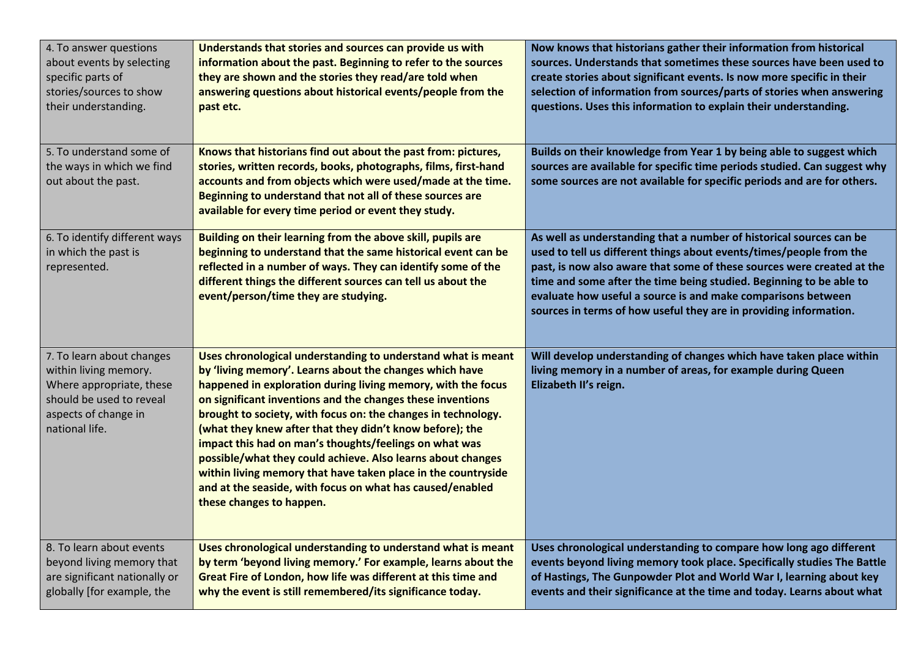| | | |
|---|---|---|
| 4. To answer questions about events by selecting specific parts of stories/sources to show their understanding. | **Understands that stories and sources can provide us with information about the past. Beginning to refer to the sources they are shown and the stories they read/are told when answering questions about historical events/people from the past etc.** | **Now knows that historians gather their information from historical sources. Understands that sometimes these sources have been used to create stories about significant events. Is now more specific in their selection of information from sources/parts of stories when answering questions. Uses this information to explain their understanding.** |
| 5. To understand some of the ways in which we find out about the past. | **Knows that historians find out about the past from: pictures, stories, written records, books, photographs, films, first-hand accounts and from objects which were used/made at the time. Beginning to understand that not all of these sources are available for every time period or event they study.** | **Builds on their knowledge from Year 1 by being able to suggest which sources are available for specific time periods studied. Can suggest why some sources are not available for specific periods and are for others.** |
| 6. To identify different ways in which the past is represented. | **Building on their learning from the above skill, pupils are beginning to understand that the same historical event can be reflected in a number of ways. They can identify some of the different things the different sources can tell us about the event/person/time they are studying.** | **As well as understanding that a number of historical sources can be used to tell us different things about events/times/people from the past, is now also aware that some of these sources were created at the time and some after the time being studied. Beginning to be able to evaluate how useful a source is and make comparisons between sources in terms of how useful they are in providing information.** |
| 7. To learn about changes within living memory. Where appropriate, these should be used to reveal aspects of change in national life. | **Uses chronological understanding to understand what is meant by 'living memory'. Learns about the changes which have happened in exploration during living memory, with the focus on significant inventions and the changes these inventions brought to society, with focus on: the changes in technology. (what they knew after that they didn't know before); the impact this had on man's thoughts/feelings on what was possible/what they could achieve. Also learns about changes within living memory that have taken place in the countryside and at the seaside, with focus on what has caused/enabled these changes to happen.** | **Will develop understanding of changes which have taken place within living memory in a number of areas, for example during Queen Elizabeth II's reign.** |
| 8. To learn about events beyond living memory that are significant nationally or globally [for example, the | **Uses chronological understanding to understand what is meant by term 'beyond living memory.' For example, learns about the Great Fire of London, how life was different at this time and why the event is still remembered/its significance today.** | **Uses chronological understanding to compare how long ago different events beyond living memory took place. Specifically studies The Battle of Hastings, The Gunpowder Plot and World War I, learning about key events and their significance at the time and today. Learns about what** |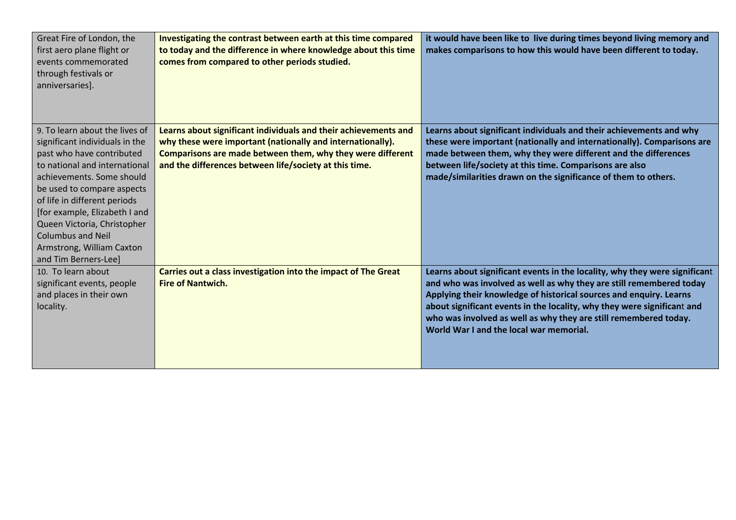| | | |
|---|---|---|
| Great Fire of London, the first aero plane flight or events commemorated through festivals or anniversaries]. | **Investigating the contrast between earth at this time compared to today and the difference in where knowledge about this time comes from compared to other periods studied.** | **it would have been like to live during times beyond living memory and makes comparisons to how this would have been different to today.** |
| 9. To learn about the lives of significant individuals in the past who have contributed to national and international achievements. Some should be used to compare aspects of life in different periods [for example, Elizabeth I and Queen Victoria, Christopher Columbus and Neil Armstrong, William Caxton and Tim Berners-Lee] | **Learns about significant individuals and their achievements and why these were important (nationally and internationally). Comparisons are made between them, why they were different and the differences between life/society at this time.** | **Learns about significant individuals and their achievements and why these were important (nationally and internationally). Comparisons are made between them, why they were different and the differences between life/society at this time. Comparisons are also made/similarities drawn on the significance of them to others.** |
| 10. To learn about significant events, people and places in their own locality. | **Carries out a class investigation into the impact of The Great Fire of Nantwich.** | **Learns about significant events in the locality, why they were significant and who was involved as well as why they are still remembered today Applying their knowledge of historical sources and enquiry. Learns about significant events in the locality, why they were significant and who was involved as well as why they are still remembered today. World War I and the local war memorial.** |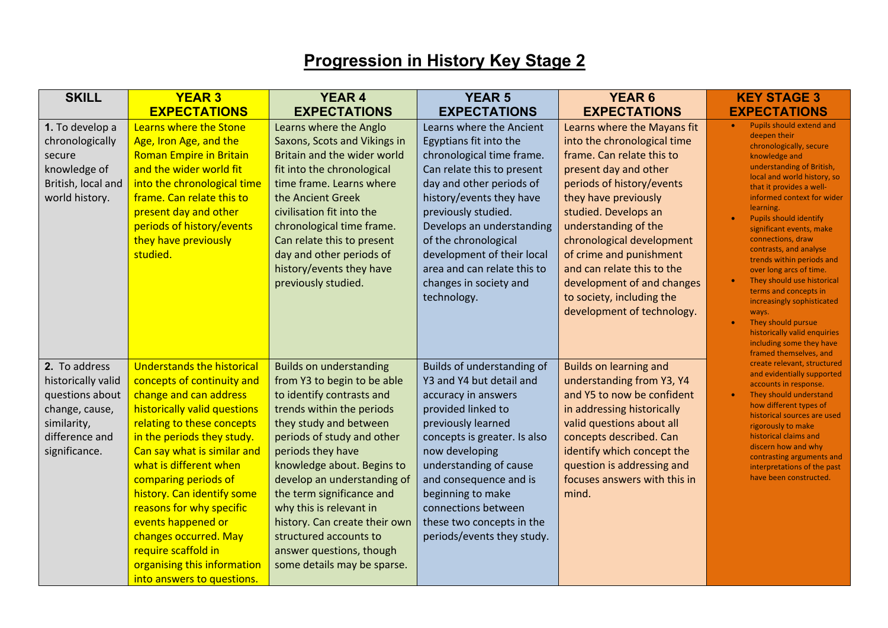# Progression in History Key Stage 2

| SKILL | YEAR 3 EXPECTATIONS | YEAR 4 EXPECTATIONS | YEAR 5 EXPECTATIONS | YEAR 6 EXPECTATIONS | KEY STAGE 3 EXPECTATIONS |
|---|---|---|---|---|---|
| **1.** To develop a chronologically secure knowledge of British, local and world history. | Learns where the Stone Age, Iron Age, and the Roman Empire in Britain and the wider world fit into the chronological time frame. Can relate this to present day and other periods of history/events they have previously studied. | Learns where the Anglo Saxons, Scots and Vikings in Britain and the wider world fit into the chronological time frame. Learns where the Ancient Greek civilisation fit into the chronological time frame. Can relate this to present day and other periods of history/events they have previously studied. | Learns where the Ancient Egyptians fit into the chronological time frame. Can relate this to present day and other periods of history/events they have previously studied. Develops an understanding of the chronological development of their local area and can relate this to changes in society and technology. | Learns where the Mayans fit into the chronological time frame. Can relate this to present day and other periods of history/events they have previously studied. Develops an understanding of the chronological development of crime and punishment and can relate this to the development of and changes to society, including the development of technology. | • Pupils should extend and deepen their chronologically, secure knowledge and understanding of British, local and world history, so that it provides a well-informed context for wider learning.<br>• Pupils should identify significant events, make connections, draw contrasts, and analyse trends within periods and over long arcs of time.<br>• They should use historical terms and concepts in increasingly sophisticated ways.<br>• They should pursue historically valid enquiries including some they have framed themselves, and create relevant, structured and evidentially supported accounts in response.<br>• They should understand how different types of historical sources are used rigorously to make historical claims and discern how and why contrasting arguments and interpretations of the past have been constructed. |
| **2.** To address historically valid questions about change, cause, similarity, difference and significance. | Understands the historical concepts of continuity and change and can address historically valid questions relating to these concepts in the periods they study. Can say what is similar and what is different when comparing periods of history. Can identify some reasons for why specific events happened or changes occurred. May require scaffold in organising this information into answers to questions. | Builds on understanding from Y3 to begin to be able to identify contrasts and trends within the periods they study and between periods of study and other periods they have knowledge about. Begins to develop an understanding of the term significance and why this is relevant in history. Can create their own structured accounts to answer questions, though some details may be sparse. | Builds of understanding of Y3 and Y4 but detail and accuracy in answers provided linked to previously learned concepts is greater. Is also now developing understanding of cause and consequence and is beginning to make connections between these two concepts in the periods/events they study. | Builds on learning and understanding from Y3, Y4 and Y5 to now be confident in addressing historically valid questions about all concepts described. Can identify which concept the question is addressing and focuses answers with this in mind. | |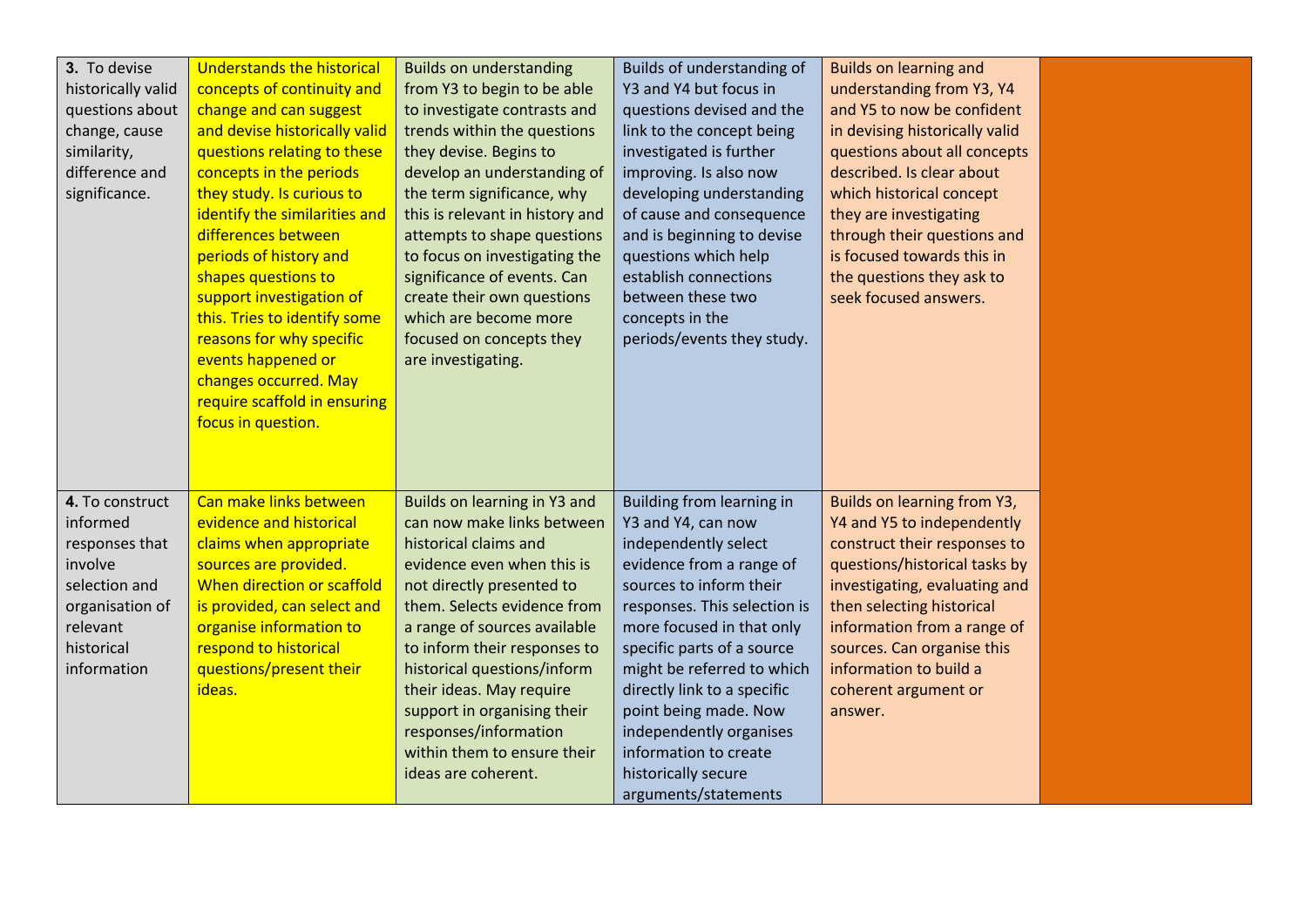| **3.** To devise historically valid questions about change, cause similarity, difference and significance. | Understands the historical concepts of continuity and change and can suggest and devise historically valid questions relating to these concepts in the periods they study. Is curious to identify the similarities and differences between periods of history and shapes questions to support investigation of this. Tries to identify some reasons for why specific events happened or changes occurred. May require scaffold in ensuring focus in question. | Builds on understanding from Y3 to begin to be able to investigate contrasts and trends within the questions they devise. Begins to develop an understanding of the term significance, why this is relevant in history and attempts to shape questions to focus on investigating the significance of events. Can create their own questions which are become more focused on concepts they are investigating. | Builds of understanding of Y3 and Y4 but focus in questions devised and the link to the concept being investigated is further improving. Is also now developing understanding of cause and consequence and is beginning to devise questions which help establish connections between these two concepts in the periods/events they study. | Builds on learning and understanding from Y3, Y4 and Y5 to now be confident in devising historically valid questions about all concepts described. Is clear about which historical concept they are investigating through their questions and is focused towards this in the questions they ask to seek focused answers. | |
|---|---|---|---|---|---|
| **4.** To construct informed responses that involve selection and organisation of relevant historical information | Can make links between evidence and historical claims when appropriate sources are provided. When direction or scaffold is provided, can select and organise information to respond to historical questions/present their ideas. | Builds on learning in Y3 and can now make links between historical claims and evidence even when this is not directly presented to them. Selects evidence from a range of sources available to inform their responses to historical questions/inform their ideas. May require support in organising their responses/information within them to ensure their ideas are coherent. | Building from learning in Y3 and Y4, can now independently select evidence from a range of sources to inform their responses. This selection is more focused in that only specific parts of a source might be referred to which directly link to a specific point being made. Now independently organises information to create historically secure arguments/statements | Builds on learning from Y3, Y4 and Y5 to independently construct their responses to questions/historical tasks by investigating, evaluating and then selecting historical information from a range of sources. Can organise this information to build a coherent argument or answer. | |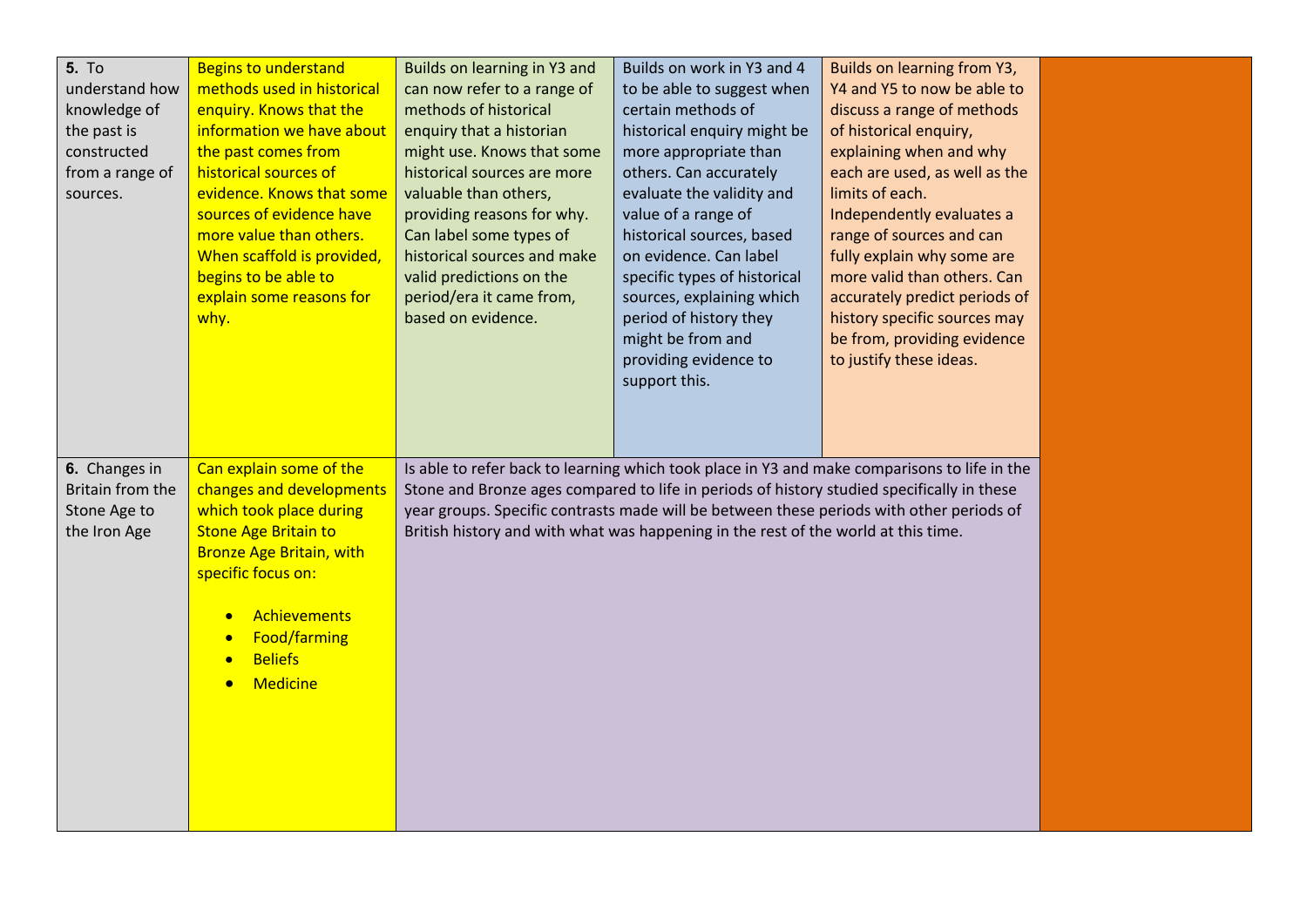| | | | | | |
|---|---|---|---|---|---|
| **5.** To understand how knowledge of the past is constructed from a range of sources. | Begins to understand methods used in historical enquiry. Knows that the information we have about the past comes from historical sources of evidence. Knows that some sources of evidence have more value than others. When scaffold is provided, begins to be able to explain some reasons for why. | Builds on learning in Y3 and can now refer to a range of methods of historical enquiry that a historian might use. Knows that some historical sources are more valuable than others, providing reasons for why. Can label some types of historical sources and make valid predictions on the period/era it came from, based on evidence. | Builds on work in Y3 and 4 to be able to suggest when certain methods of historical enquiry might be more appropriate than others. Can accurately evaluate the validity and value of a range of historical sources, based on evidence. Can label specific types of historical sources, explaining which period of history they might be from and providing evidence to support this. | Builds on learning from Y3, Y4 and Y5 to now be able to discuss a range of methods of historical enquiry, explaining when and why each are used, as well as the limits of each. Independently evaluates a range of sources and can fully explain why some are more valid than others. Can accurately predict periods of history specific sources may be from, providing evidence to justify these ideas. | |
| **6.** Changes in Britain from the Stone Age to the Iron Age | Can explain some of the changes and developments which took place during Stone Age Britain to Bronze Age Britain, with specific focus on:<br>• Achievements<br>• Food/farming<br>• Beliefs<br>• Medicine | Is able to refer back to learning which took place in Y3 and make comparisons to life in the Stone and Bronze ages compared to life in periods of history studied specifically in these year groups. Specific contrasts made will be between these periods with other periods of British history and with what was happening in the rest of the world at this time. | | | |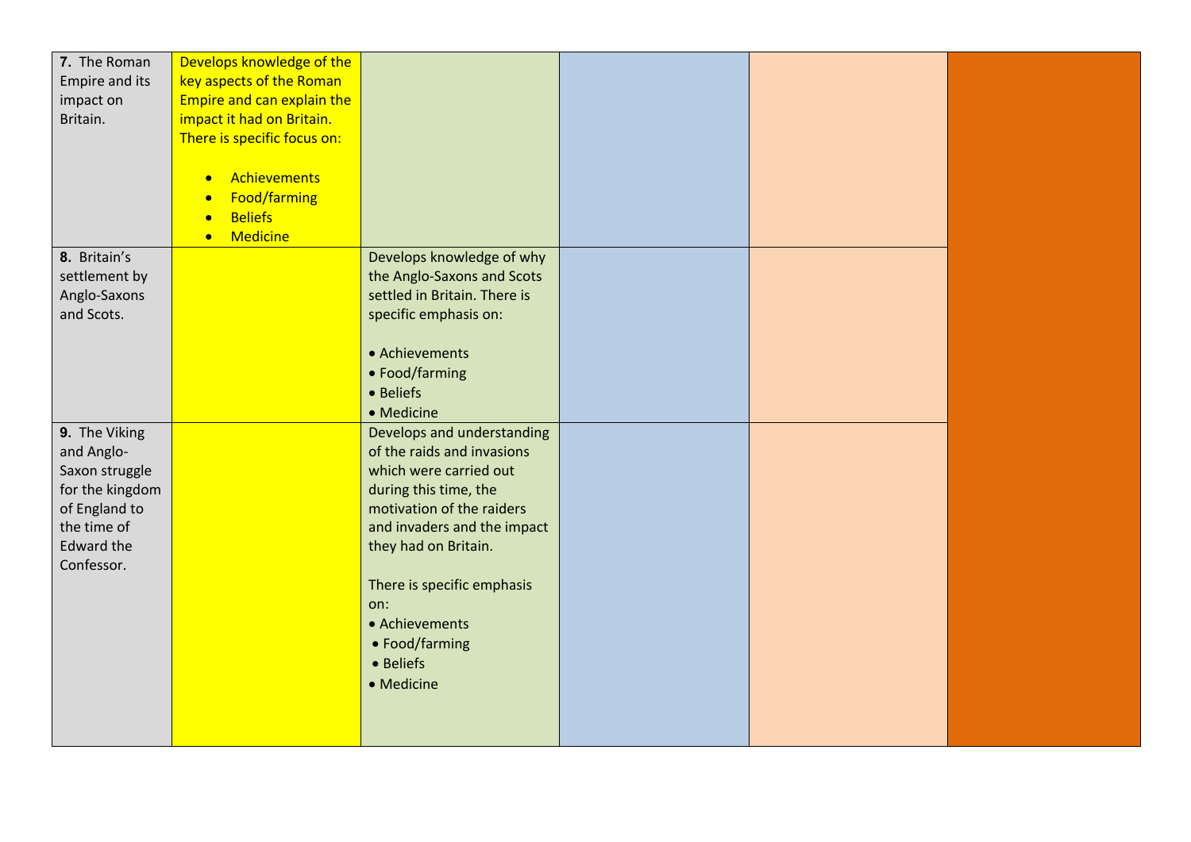| | | | | | |
|---|---|---|---|---|---|
| **7.** The Roman Empire and its impact on Britain. | Develops knowledge of the key aspects of the Roman Empire and can explain the impact it had on Britain. There is specific focus on:<br><br>• Achievements<br>• Food/farming<br>• Beliefs<br>• Medicine | | | | |
| **8.** Britain's settlement by Anglo-Saxons and Scots. | | Develops knowledge of why the Anglo-Saxons and Scots settled in Britain. There is specific emphasis on:<br><br>• Achievements<br>• Food/farming<br>• Beliefs<br>• Medicine | | | |
| **9.** The Viking and Anglo-Saxon struggle for the kingdom of England to the time of Edward the Confessor. | | Develops and understanding of the raids and invasions which were carried out during this time, the motivation of the raiders and invaders and the impact they had on Britain.<br><br>There is specific emphasis on:<br>• Achievements<br>• Food/farming<br>• Beliefs<br>• Medicine | | | |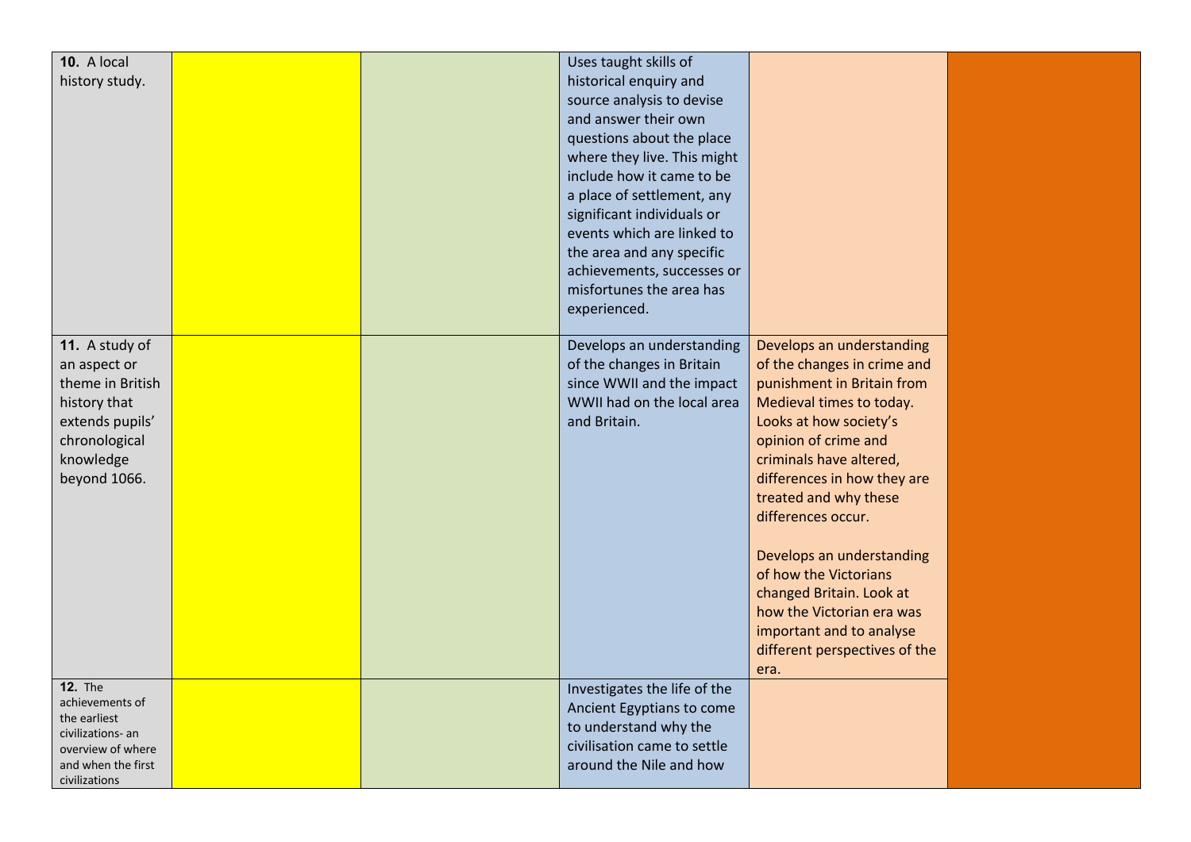| | | | | | |
|---|---|---|---|---|---|
| **10.** A local history study. | | | Uses taught skills of historical enquiry and source analysis to devise and answer their own questions about the place where they live. This might include how it came to be a place of settlement, any significant individuals or events which are linked to the area and any specific achievements, successes or misfortunes the area has experienced. | | |
| **11.** A study of an aspect or theme in British history that extends pupils' chronological knowledge beyond 1066. | | | Develops an understanding of the changes in Britain since WWII and the impact WWII had on the local area and Britain. | Develops an understanding of the changes in crime and punishment in Britain from Medieval times to today. Looks at how society's opinion of crime and criminals have altered, differences in how they are treated and why these differences occur.<br><br>Develops an understanding of how the Victorians changed Britain. Look at how the Victorian era was important and to analyse different perspectives of the era. | |
| **12.** The achievements of the earliest civilizations- an overview of where and when the first civilizations | | | Investigates the life of the Ancient Egyptians to come to understand why the civilisation came to settle around the Nile and how | | |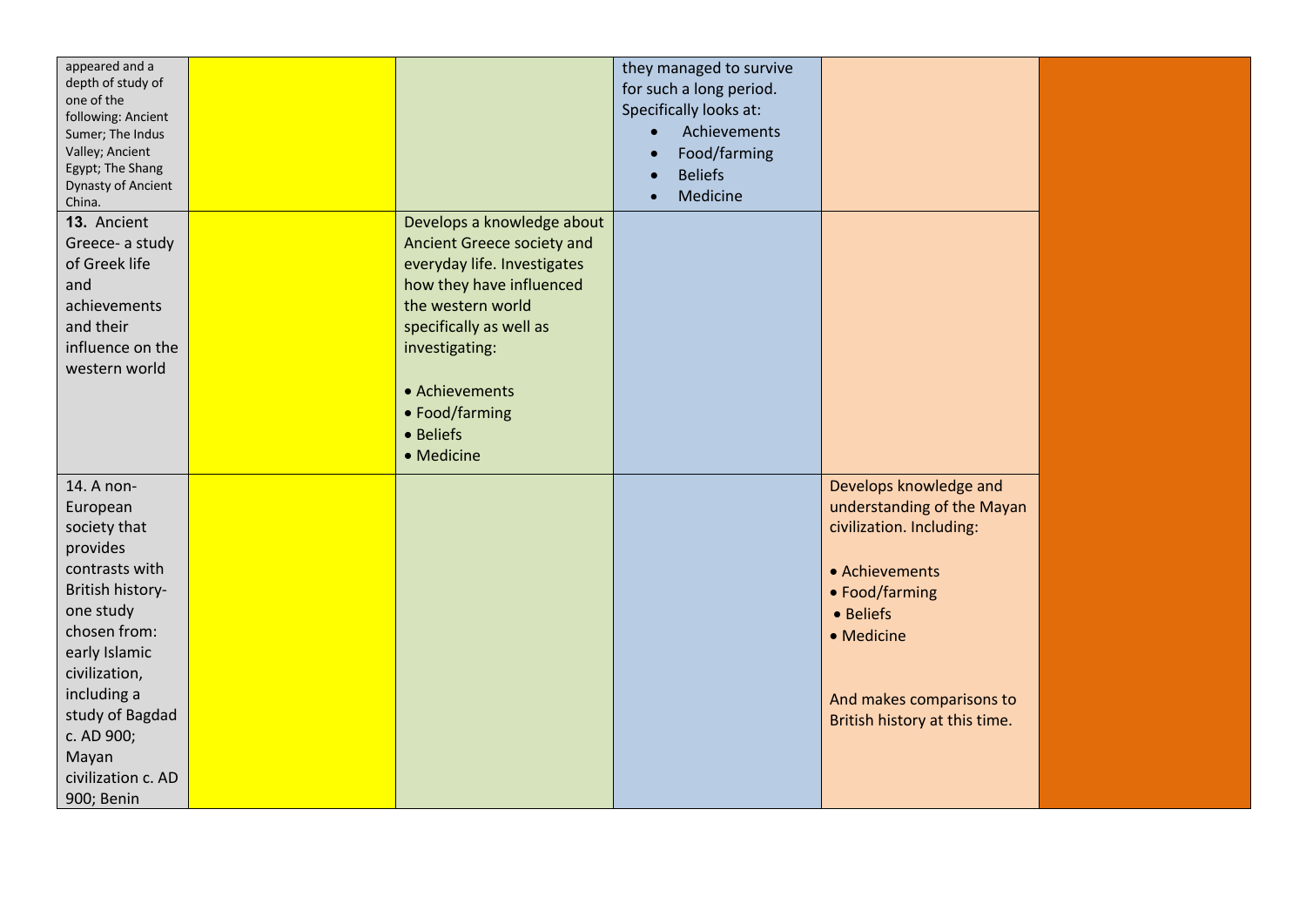| | | | | | |
|---|---|---|---|---|---|
| appeared and a depth of study of one of the following: Ancient Sumer; The Indus Valley; Ancient Egypt; The Shang Dynasty of Ancient China. | | | they managed to survive for such a long period. Specifically looks at:<br>• Achievements<br>• Food/farming<br>• Beliefs<br>• Medicine | | |
| **13.** Ancient Greece- a study of Greek life and achievements and their influence on the western world | | Develops a knowledge about Ancient Greece society and everyday life. Investigates how they have influenced the western world specifically as well as investigating:<br><br>• Achievements<br>• Food/farming<br>• Beliefs<br>• Medicine | | | |
| 14. A non-European society that provides contrasts with British history- one study chosen from: early Islamic civilization, including a study of Bagdad c. AD 900; Mayan civilization c. AD 900; Benin | | | | Develops knowledge and understanding of the Mayan civilization. Including:<br><br>• Achievements<br>• Food/farming<br>• Beliefs<br>• Medicine<br><br>And makes comparisons to British history at this time. | |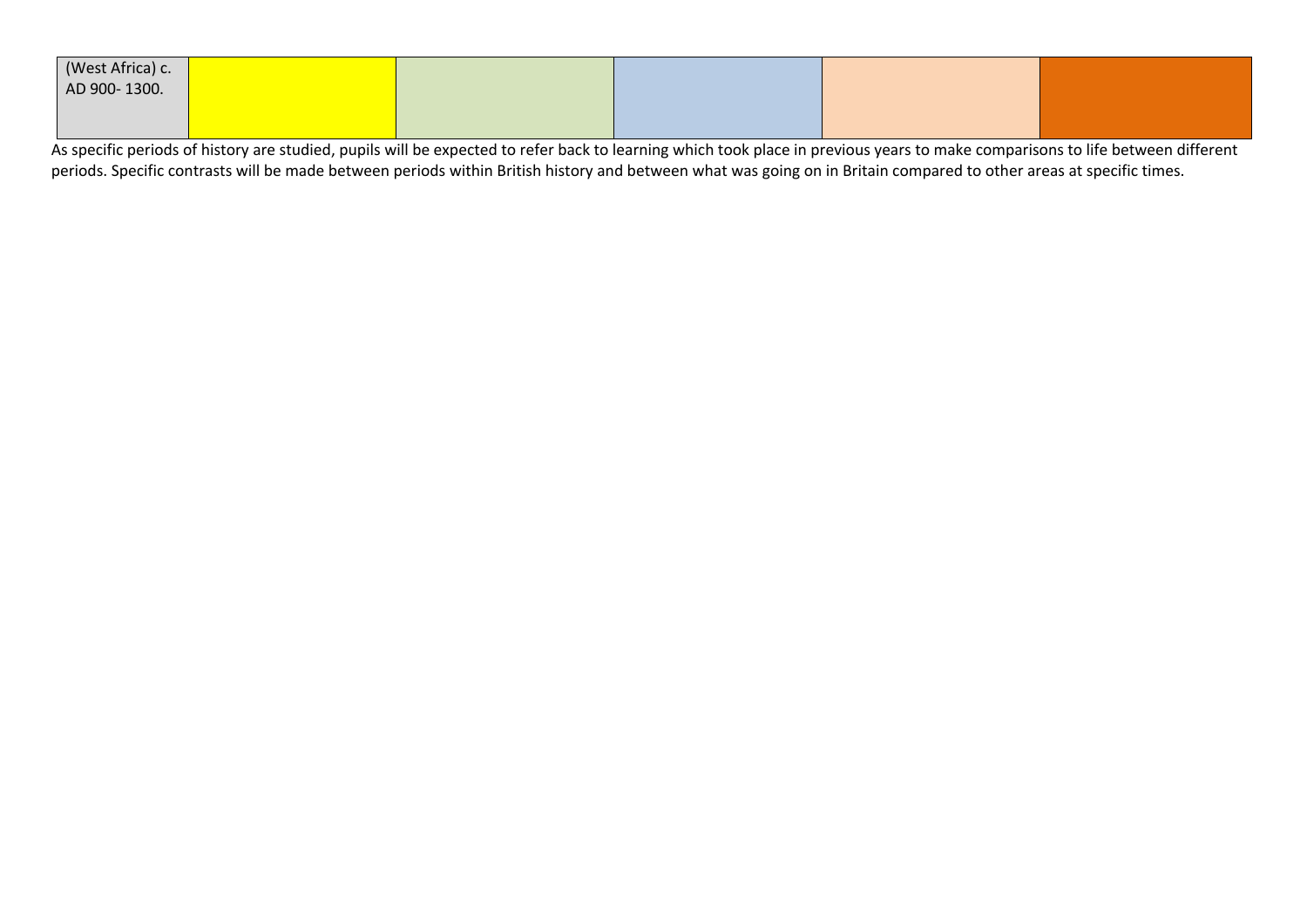| | | | | | |
|---|---|---|---|---|---|
| (West Africa) c. AD 900- 1300. | | | | | |

As specific periods of history are studied, pupils will be expected to refer back to learning which took place in previous years to make comparisons to life between different periods. Specific contrasts will be made between periods within British history and between what was going on in Britain compared to other areas at specific times.